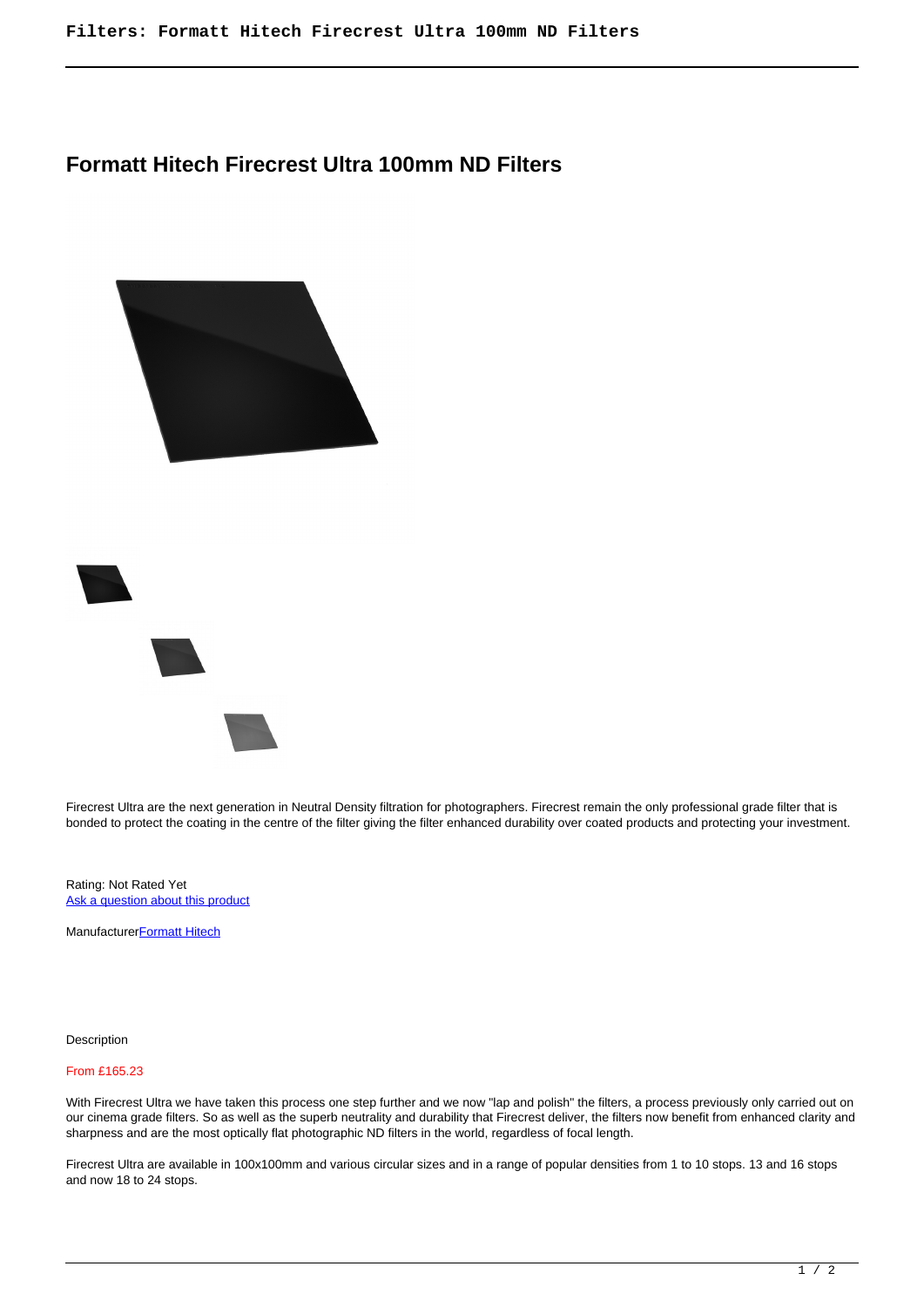# Formatt Hitech Firecrest Ultra 100mm ND Filters

Firecrest Ultra are the next generation in Neutral Density filtration for photographers. Firecrest remain the only professional grade filter that is bonded to protect the coating in the centre of the filter giving the filter enhanced durability over coated products and protecting your investment.

Rating: Not Rated Yet
[Ask a question about this product]()

Manufacturer[Formatt Hitech]()

Description

From £165.23

With Firecrest Ultra we have taken this process one step further and we now "lap and polish" the filters, a process previously only carried out on our cinema grade filters. So as well as the superb neutrality and durability that Firecrest deliver, the filters now benefit from enhanced clarity and sharpness and are the most optically flat photographic ND filters in the world, regardless of focal length.

Firecrest Ultra are available in 100x100mm and various circular sizes and in a range of popular densities from 1 to 10 stops. 13 and 16 stops and now 18 to 24 stops.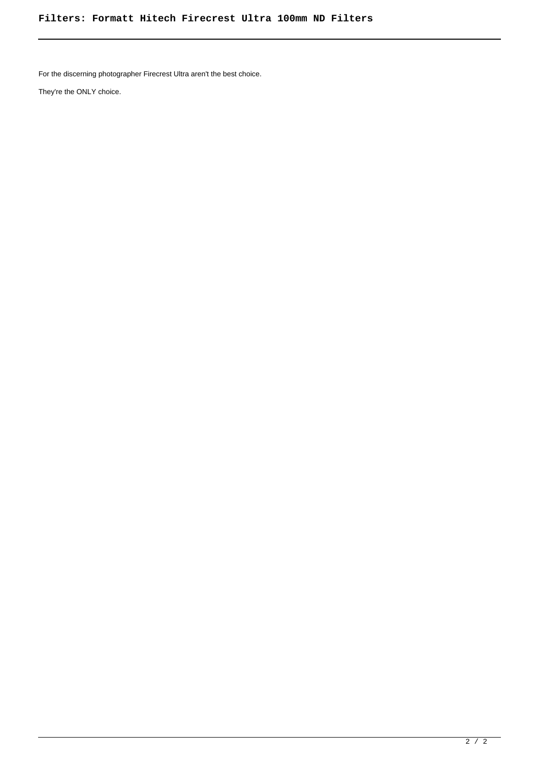For the discerning photographer Firecrest Ultra aren't the best choice.

They're the ONLY choice.